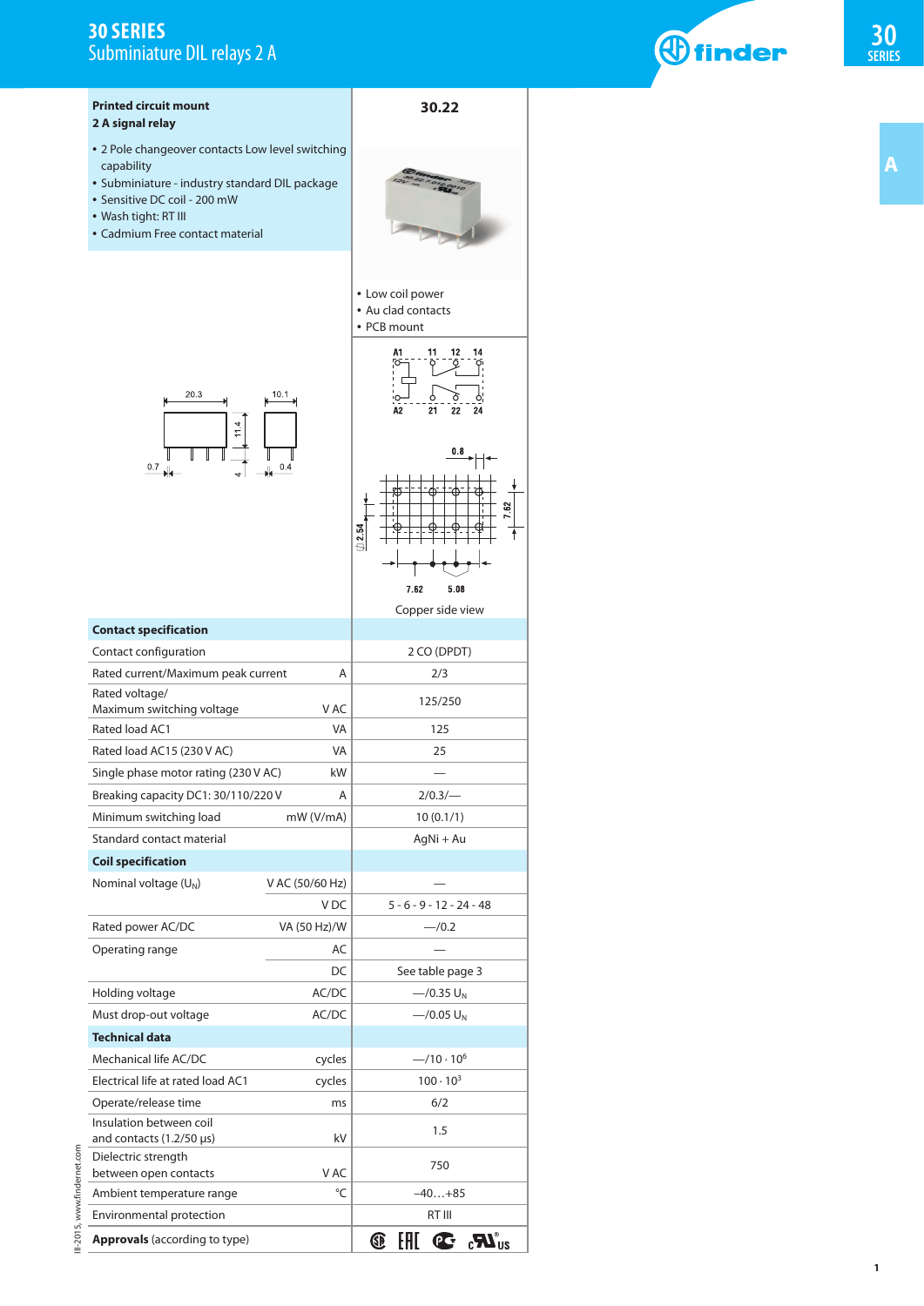# 30 SERIES
## Subminiature DIL relays 2 A

**Printed circuit mount**
**2 A signal relay**

- 2 Pole changeover contacts Low level switching capability
- Subminiature - industry standard DIL package
- Sensitive DC coil - 200 mW
- Wash tight: RT III
- Cadmium Free contact material

**30.22**

- Low coil power
- Au clad contacts
- PCB mount

20.3
10.1
11.4
0.7
4
0.4

A1 11 12 14
A2 21 22 24

0.8
2.54
7.62
7.62 5.08

Copper side view

| | | 30.22 |
|---|---|---|
| **Contact specification** | | |
| Contact configuration | | 2 CO (DPDT) |
| Rated current/Maximum peak current | A | 2/3 |
| Rated voltage/ Maximum switching voltage | V AC | 125/250 |
| Rated load AC1 | VA | 125 |
| Rated load AC15 (230 V AC) | VA | 25 |
| Single phase motor rating (230 V AC) | kW | — |
| Breaking capacity DC1: 30/110/220 V | A | 2/0.3/— |
| Minimum switching load | mW (V/mA) | 10 (0.1/1) |
| Standard contact material | | AgNi + Au |
| **Coil specification** | | |
| Nominal voltage ($U_N$) | V AC (50/60 Hz) | — |
| | V DC | 5 - 6 - 9 - 12 - 24 - 48 |
| Rated power AC/DC | VA (50 Hz)/W | —/0.2 |
| Operating range | AC | — |
| | DC | See table page 3 |
| Holding voltage | AC/DC | —/0.35 $U_N$ |
| Must drop-out voltage | AC/DC | —/0.05 $U_N$ |
| **Technical data** | | |
| Mechanical life AC/DC | cycles | —/10 · $10^6$ |
| Electrical life at rated load AC1 | cycles | 100 · $10^3$ |
| Operate/release time | ms | 6/2 |
| Insulation between coil and contacts (1.2/50 µs) | kV | 1.5 |
| Dielectric strength between open contacts | V AC | 750 |
| Ambient temperature range | °C | –40…+85 |
| Environmental protection | | RT III |
| **Approvals** (according to type) | | |

III-2015, www.findernet.com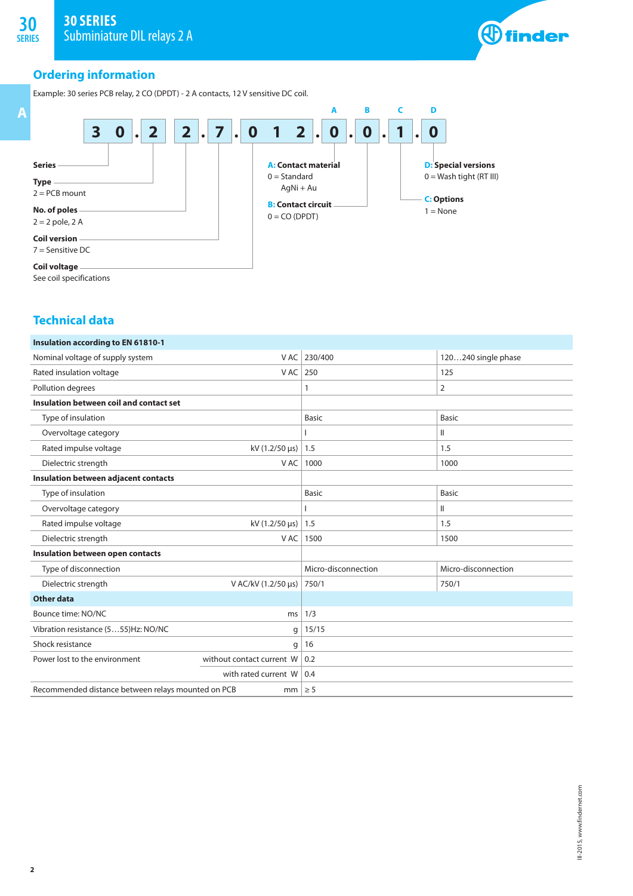## Ordering information

Example: 30 series PCB relay, 2 CO (DPDT) - 2 A contacts, 12 V sensitive DC coil.

**3 0 . 2 2 . 7 . 0 1 2 . 0 . 0 . 1 . 0**

(A = 0, B = 0, C = 1, D = 0)

**Series**

**Type**
2 = PCB mount

**No. of poles**
2 = 2 pole, 2 A

**Coil version**
7 = Sensitive DC

**Coil voltage**
See coil specifications

**A: Contact material**
0 = Standard
AgNi + Au

**B: Contact circuit**
0 = CO (DPDT)

**C: Options**
1 = None

**D: Special versions**
0 = Wash tight (RT III)

## Technical data

| | | | |
|---|---|---|---|
| **Insulation according to EN 61810-1** | | | |
| Nominal voltage of supply system | V AC | 230/400 | 120…240 single phase |
| Rated insulation voltage | V AC | 250 | 125 |
| Pollution degrees | | 1 | 2 |
| **Insulation between coil and contact set** | | | |
| Type of insulation | | Basic | Basic |
| Overvoltage category | | I | II |
| Rated impulse voltage | kV (1.2/50 µs) | 1.5 | 1.5 |
| Dielectric strength | V AC | 1000 | 1000 |
| **Insulation between adjacent contacts** | | | |
| Type of insulation | | Basic | Basic |
| Overvoltage category | | I | II |
| Rated impulse voltage | kV (1.2/50 µs) | 1.5 | 1.5 |
| Dielectric strength | V AC | 1500 | 1500 |
| **Insulation between open contacts** | | | |
| Type of disconnection | | Micro-disconnection | Micro-disconnection |
| Dielectric strength | V AC/kV (1.2/50 µs) | 750/1 | 750/1 |
| **Other data** | | | |
| Bounce time: NO/NC | ms | 1/3 | |
| Vibration resistance (5…55)Hz: NO/NC | g | 15/15 | |
| Shock resistance | g | 16 | |
| Power lost to the environment | without contact current W | 0.2 | |
| | with rated current W | 0.4 | |
| Recommended distance between relays mounted on PCB | mm | ≥ 5 | |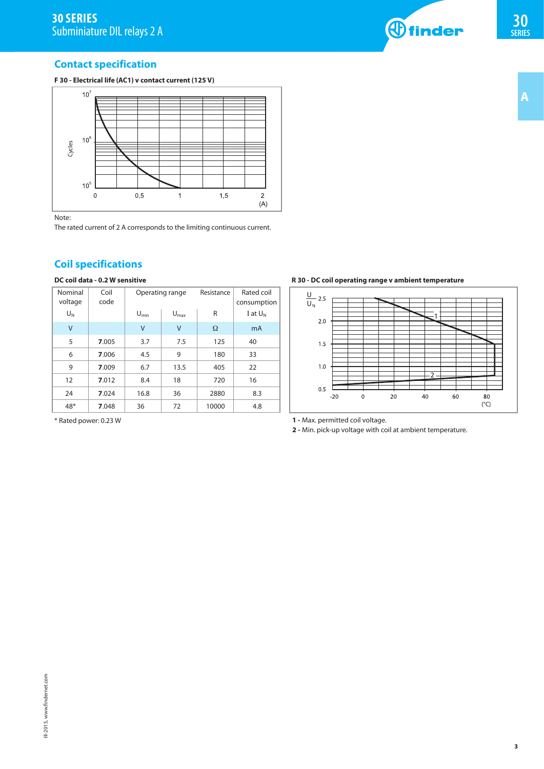## Contact specification

**F 30 - Electrical life (AC1) v contact current (125 V)**

Cycles

$10^7$

$10^6$

$10^5$

0 0,5 1 1,5 2 (A)

Note:
The rated current of 2 A corresponds to the limiting continuous current.

## Coil specifications

**DC coil data - 0.2 W sensitive**

| Nominal voltage | Coil code | Operating range | | Resistance | Rated coil consumption |
|---|---|---|---|---|---|
| $U_N$ | | $U_{min}$ | $U_{max}$ | R | I at $U_N$ |
| V | | V | V | Ω | mA |
| 5 | **7**.005 | 3.7 | 7.5 | 125 | 40 |
| 6 | **7**.006 | 4.5 | 9 | 180 | 33 |
| 9 | **7**.009 | 6.7 | 13.5 | 405 | 22 |
| 12 | **7**.012 | 8.4 | 18 | 720 | 16 |
| 24 | **7**.024 | 16.8 | 36 | 2880 | 8.3 |
| 48* | **7**.048 | 36 | 72 | 10000 | 4.8 |

\* Rated power: 0.23 W

**R 30 - DC coil operating range v ambient temperature**

$\frac{U}{U_N}$

2.5

2.0

1.5

1.0

0.5

-20 0 20 40 60 80 (°C)

1

2

**1 -** Max. permitted coil voltage.

**2 -** Min. pick-up voltage with coil at ambient temperature.